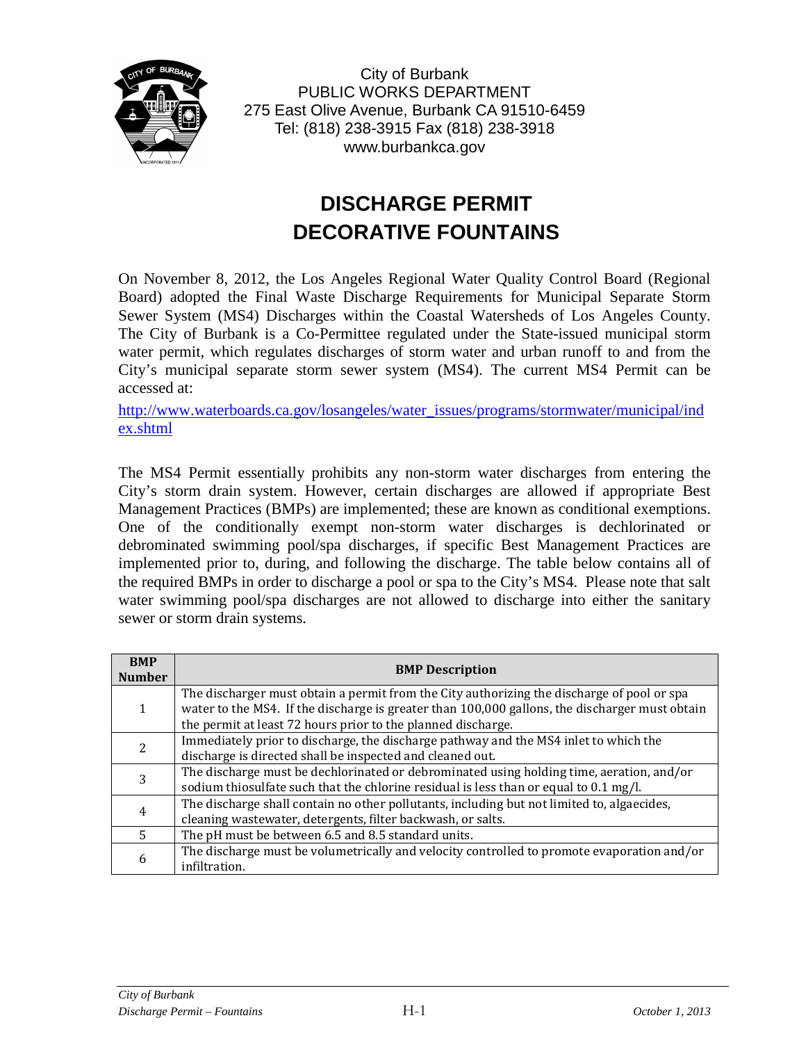City of Burbank
PUBLIC WORKS DEPARTMENT
275 East Olive Avenue, Burbank CA 91510-6459
Tel: (818) 238-3915 Fax (818) 238-3918
www.burbankca.gov

# DISCHARGE PERMIT
# DECORATIVE FOUNTAINS

On November 8, 2012, the Los Angeles Regional Water Quality Control Board (Regional Board) adopted the Final Waste Discharge Requirements for Municipal Separate Storm Sewer System (MS4) Discharges within the Coastal Watersheds of Los Angeles County. The City of Burbank is a Co-Permittee regulated under the State-issued municipal storm water permit, which regulates discharges of storm water and urban runoff to and from the City's municipal separate storm sewer system (MS4). The current MS4 Permit can be accessed at:

http://www.waterboards.ca.gov/losangeles/water_issues/programs/stormwater/municipal/index.shtml

The MS4 Permit essentially prohibits any non-storm water discharges from entering the City's storm drain system. However, certain discharges are allowed if appropriate Best Management Practices (BMPs) are implemented; these are known as conditional exemptions. One of the conditionally exempt non-storm water discharges is dechlorinated or debrominated swimming pool/spa discharges, if specific Best Management Practices are implemented prior to, during, and following the discharge. The table below contains all of the required BMPs in order to discharge a pool or spa to the City's MS4. Please note that salt water swimming pool/spa discharges are not allowed to discharge into either the sanitary sewer or storm drain systems.

| BMP Number | BMP Description |
|---|---|
| 1 | The discharger must obtain a permit from the City authorizing the discharge of pool or spa water to the MS4. If the discharge is greater than 100,000 gallons, the discharger must obtain the permit at least 72 hours prior to the planned discharge. |
| 2 | Immediately prior to discharge, the discharge pathway and the MS4 inlet to which the discharge is directed shall be inspected and cleaned out. |
| 3 | The discharge must be dechlorinated or debrominated using holding time, aeration, and/or sodium thiosulfate such that the chlorine residual is less than or equal to 0.1 mg/l. |
| 4 | The discharge shall contain no other pollutants, including but not limited to, algaecides, cleaning wastewater, detergents, filter backwash, or salts. |
| 5 | The pH must be between 6.5 and 8.5 standard units. |
| 6 | The discharge must be volumetrically and velocity controlled to promote evaporation and/or infiltration. |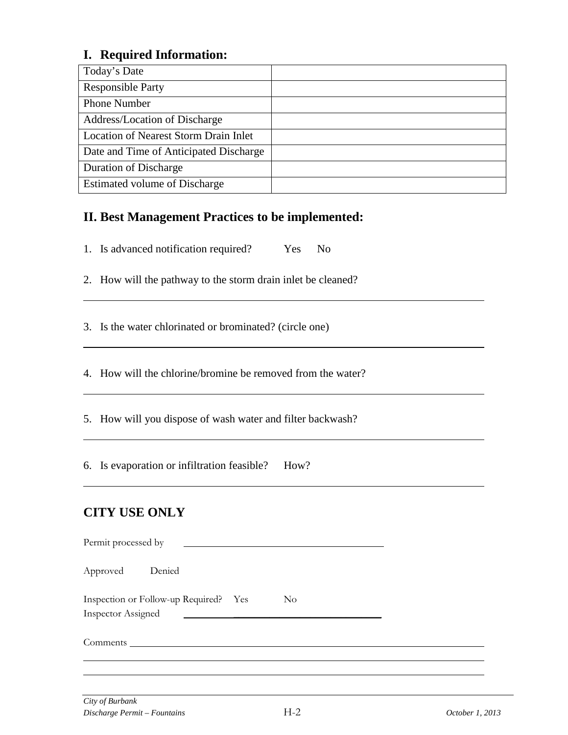## I. Required Information:

| | |
|---|---|
| Today's Date | |
| Responsible Party | |
| Phone Number | |
| Address/Location of Discharge | |
| Location of Nearest Storm Drain Inlet | |
| Date and Time of Anticipated Discharge | |
| Duration of Discharge | |
| Estimated volume of Discharge | |

## II. Best Management Practices to be implemented:

1. Is advanced notification required? Yes No

2. How will the pathway to the storm drain inlet be cleaned?

______________________________________________________________________

3. Is the water chlorinated or brominated? (circle one)

______________________________________________________________________

4. How will the chlorine/bromine be removed from the water?

______________________________________________________________________

5. How will you dispose of wash water and filter backwash?

______________________________________________________________________

6. Is evaporation or infiltration feasible? How?

______________________________________________________________________

## CITY USE ONLY

Permit processed by ______________________________

Approved Denied

Inspection or Follow-up Required? Yes No

Inspector Assigned ______________________________

Comments ______________________________________________________________________

______________________________________________________________________

______________________________________________________________________